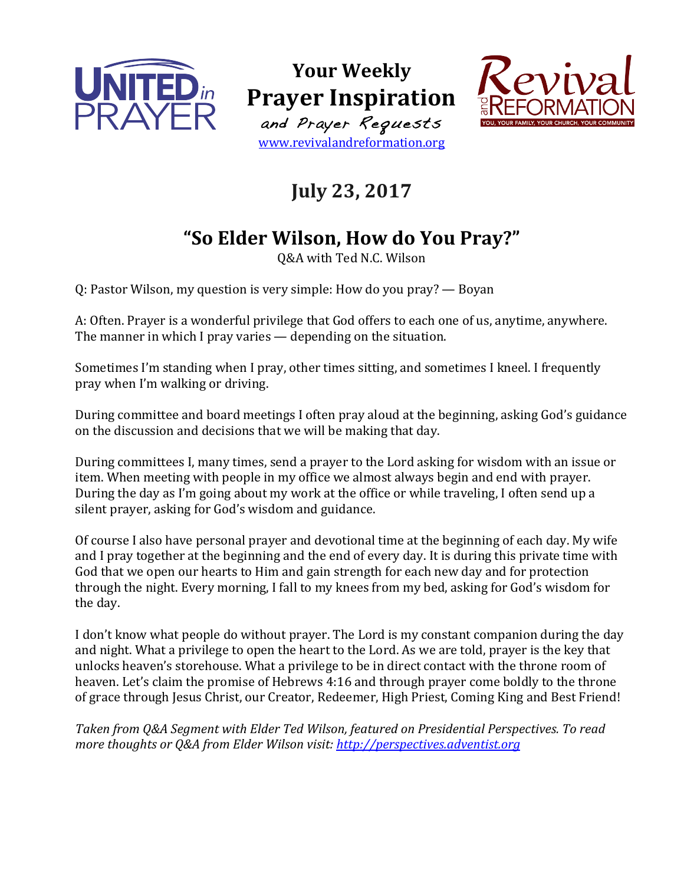UNITED in PRAYER

# Your Weekly Prayer Inspiration

and Prayer Requests

www.revivalandreformation.org

Revival and REFORMATION

YOU, YOUR FAMILY, YOUR CHURCH, YOUR COMMUNITY

## July 23, 2017

## "So Elder Wilson, How do You Pray?"

Q&A with Ted N.C. Wilson

Q: Pastor Wilson, my question is very simple: How do you pray? — Boyan

A: Often. Prayer is a wonderful privilege that God offers to each one of us, anytime, anywhere. The manner in which I pray varies — depending on the situation.

Sometimes I'm standing when I pray, other times sitting, and sometimes I kneel. I frequently pray when I'm walking or driving.

During committee and board meetings I often pray aloud at the beginning, asking God's guidance on the discussion and decisions that we will be making that day.

During committees I, many times, send a prayer to the Lord asking for wisdom with an issue or item. When meeting with people in my office we almost always begin and end with prayer. During the day as I'm going about my work at the office or while traveling, I often send up a silent prayer, asking for God's wisdom and guidance.

Of course I also have personal prayer and devotional time at the beginning of each day. My wife and I pray together at the beginning and the end of every day. It is during this private time with God that we open our hearts to Him and gain strength for each new day and for protection through the night. Every morning, I fall to my knees from my bed, asking for God's wisdom for the day.

I don't know what people do without prayer. The Lord is my constant companion during the day and night. What a privilege to open the heart to the Lord. As we are told, prayer is the key that unlocks heaven's storehouse. What a privilege to be in direct contact with the throne room of heaven. Let's claim the promise of Hebrews 4:16 and through prayer come boldly to the throne of grace through Jesus Christ, our Creator, Redeemer, High Priest, Coming King and Best Friend!

*Taken from Q&A Segment with Elder Ted Wilson, featured on Presidential Perspectives. To read more thoughts or Q&A from Elder Wilson visit: http://perspectives.adventist.org*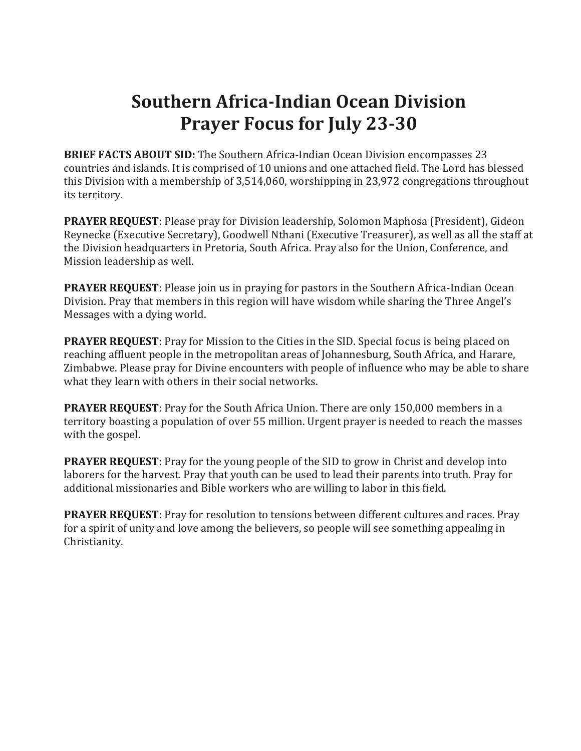# Southern Africa-Indian Ocean Division
# Prayer Focus for July 23-30

**BRIEF FACTS ABOUT SID:** The Southern Africa-Indian Ocean Division encompasses 23 countries and islands. It is comprised of 10 unions and one attached field. The Lord has blessed this Division with a membership of 3,514,060, worshipping in 23,972 congregations throughout its territory.

**PRAYER REQUEST**: Please pray for Division leadership, Solomon Maphosa (President), Gideon Reynecke (Executive Secretary), Goodwell Nthani (Executive Treasurer), as well as all the staff at the Division headquarters in Pretoria, South Africa. Pray also for the Union, Conference, and Mission leadership as well.

**PRAYER REQUEST**: Please join us in praying for pastors in the Southern Africa-Indian Ocean Division. Pray that members in this region will have wisdom while sharing the Three Angel's Messages with a dying world.

**PRAYER REQUEST**: Pray for Mission to the Cities in the SID. Special focus is being placed on reaching affluent people in the metropolitan areas of Johannesburg, South Africa, and Harare, Zimbabwe. Please pray for Divine encounters with people of influence who may be able to share what they learn with others in their social networks.

**PRAYER REQUEST**: Pray for the South Africa Union. There are only 150,000 members in a territory boasting a population of over 55 million. Urgent prayer is needed to reach the masses with the gospel.

**PRAYER REQUEST**: Pray for the young people of the SID to grow in Christ and develop into laborers for the harvest. Pray that youth can be used to lead their parents into truth. Pray for additional missionaries and Bible workers who are willing to labor in this field.

**PRAYER REQUEST**: Pray for resolution to tensions between different cultures and races. Pray for a spirit of unity and love among the believers, so people will see something appealing in Christianity.